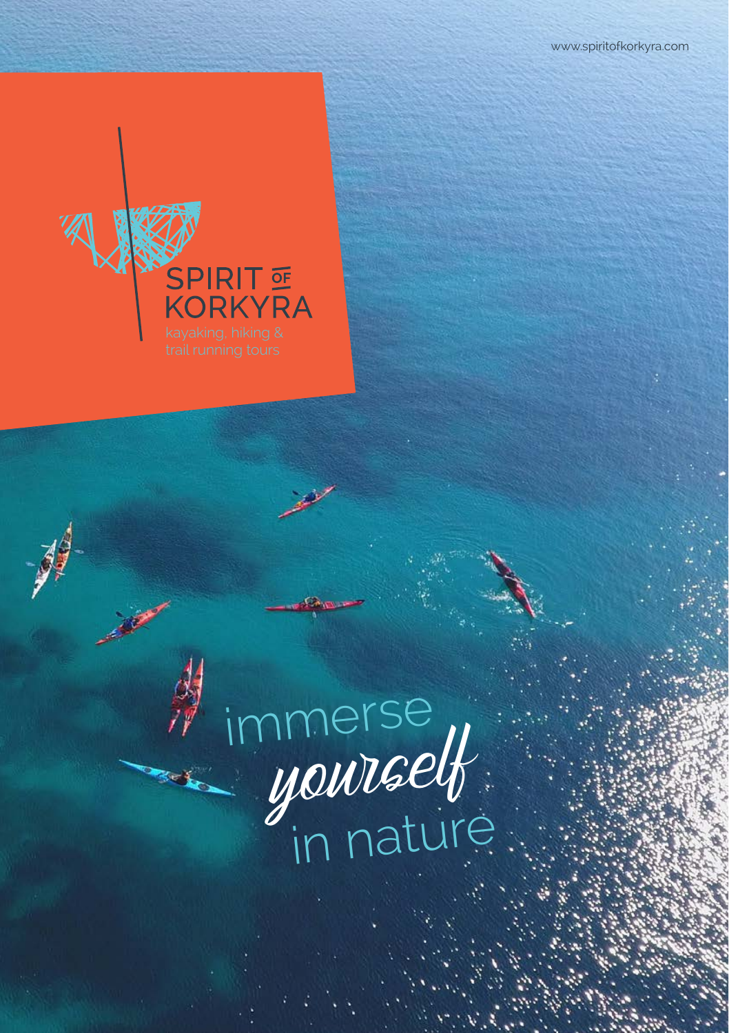www.spiritofkorkyra.com

# SPIRIT OF KORKYRA

kayaking, hiking & trail running tours

immerse *yourself* in nature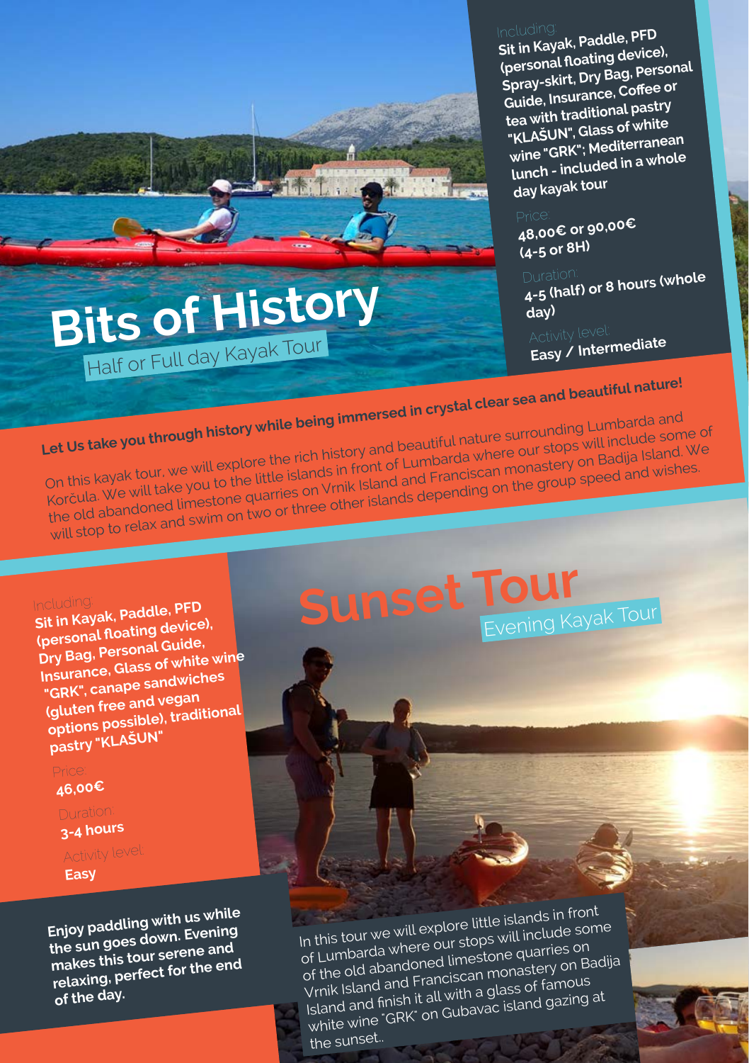# Bits of History

## Half or Full day Kayak Tour

Including:
**Sit in Kayak, Paddle, PFD (personal floating device), Spray-skirt, Dry Bag, Personal Guide, Insurance, Coffee or tea with traditional pastry "KLAŠUN", Glass of white wine "GRK"; Mediterranean lunch - included in a whole day kayak tour**

Price:
**48,00€ or 90,00€ (4-5 or 8H)**

Duration:
**4-5 (half) or 8 hours (whole day)**

Activity level:
**Easy / Intermediate**

**Let Us take you through history while being immersed in crystal clear sea and beautiful nature!**

On this kayak tour, we will explore the rich history and beautiful nature surrounding Lumbarda and Korčula. We will take you to the little islands in front of Lumbarda where our stops will include some of the old abandoned limestone quarries on Vrnik Island and Franciscan monastery on Badija Island. We will stop to relax and swim on two or three other islands depending on the group speed and wishes.

# Sunset Tour

## Evening Kayak Tour

Including:
**Sit in Kayak, Paddle, PFD (personal floating device), Dry Bag, Personal Guide, Insurance, Glass of white wine "GRK", canape sandwiches (gluten free and vegan options possible), traditional pastry "KLAŠUN"**

Price:
**46,00€**

Duration:
**3-4 hours**

Activity level:
**Easy**

**Enjoy paddling with us while the sun goes down. Evening makes this tour serene and relaxing, perfect for the end of the day.**

In this tour we will explore little islands in front of Lumbarda where our stops will include some of the old abandoned limestone quarries on Vrnik Island and Franciscan monastery on Badija Island and finish it all with a glass of famous white wine "GRK" on Gubavac island gazing at the sunset..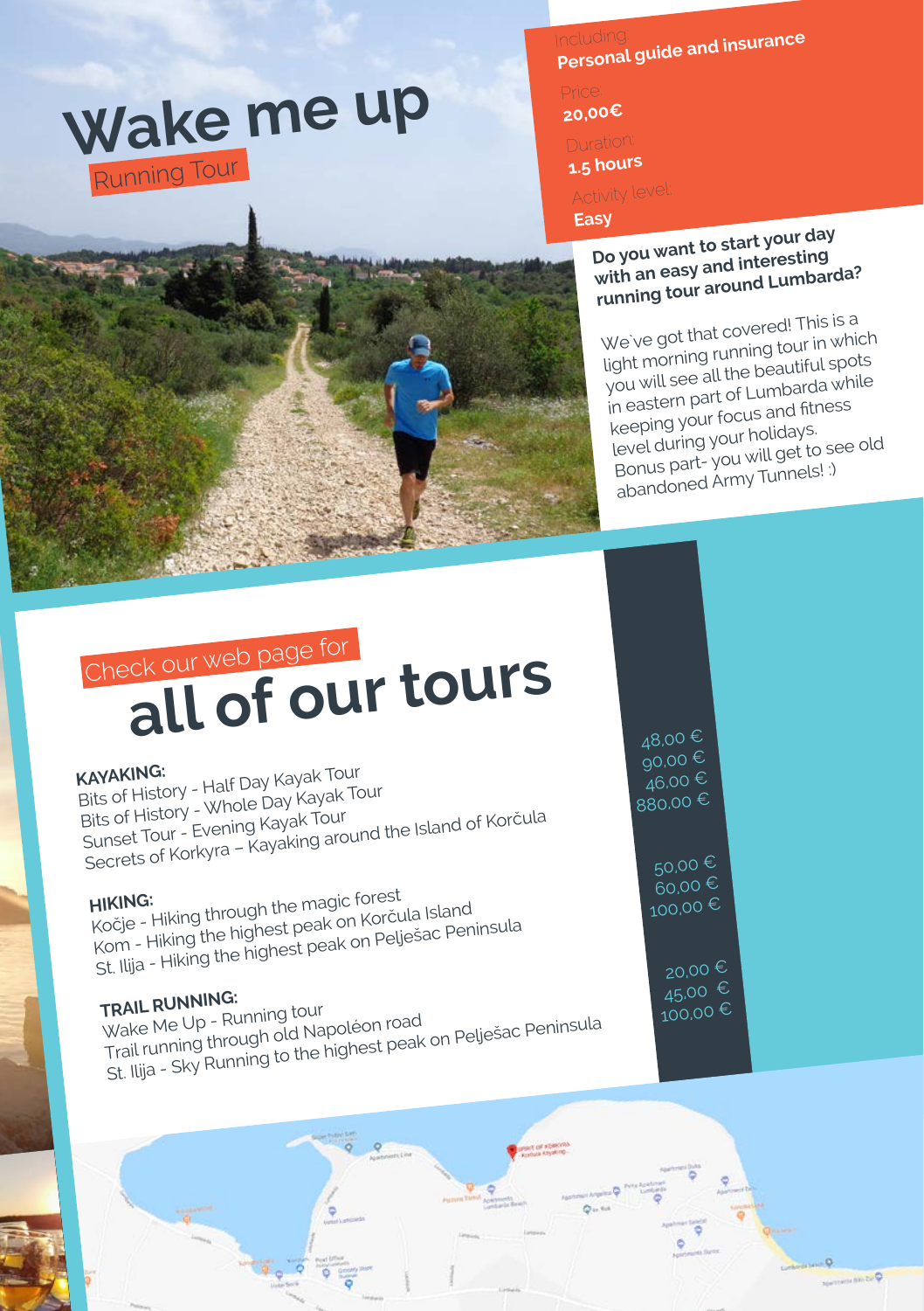# Wake me up

## Running Tour

Including:
**Personal guide and insurance**

Price:
**20,00€**

Duration:
**1.5 hours**

Activity level:
**Easy**

**Do you want to start your day with an easy and interesting running tour around Lumbarda?**

We`ve got that covered! This is a light morning running tour in which you will see all the beautiful spots in eastern part of Lumbarda while keeping your focus and fitness level during your holidays.
Bonus part- you will get to see old abandoned Army Tunnels! :)

Check our web page for

# all of our tours

**KAYAKING:**

| Tour | Price |
| --- | --- |
| Bits of History - Half Day Kayak Tour | 48,00 € |
| Bits of History - Whole Day Kayak Tour | 90,00 € |
| Sunset Tour - Evening Kayak Tour | 46,00 € |
| Secrets of Korkyra – Kayaking around the Island of Korčula | 880,00 € |

**HIKING:**

| Tour | Price |
| --- | --- |
| Kočje - Hiking through the magic forest | 50,00 € |
| Kom - Hiking the highest peak on Korčula Island | 60,00 € |
| St. Ilija - Hiking the highest peak on Pelješac Peninsula | 100,00 € |

**TRAIL RUNNING:**

| Tour | Price |
| --- | --- |
| Wake Me Up - Running tour | 20,00 € |
| Trail running through old Napoléon road | 45,00 € |
| St. Ilija - Sky Running to the highest peak on Pelješac Peninsula | 100,00 € |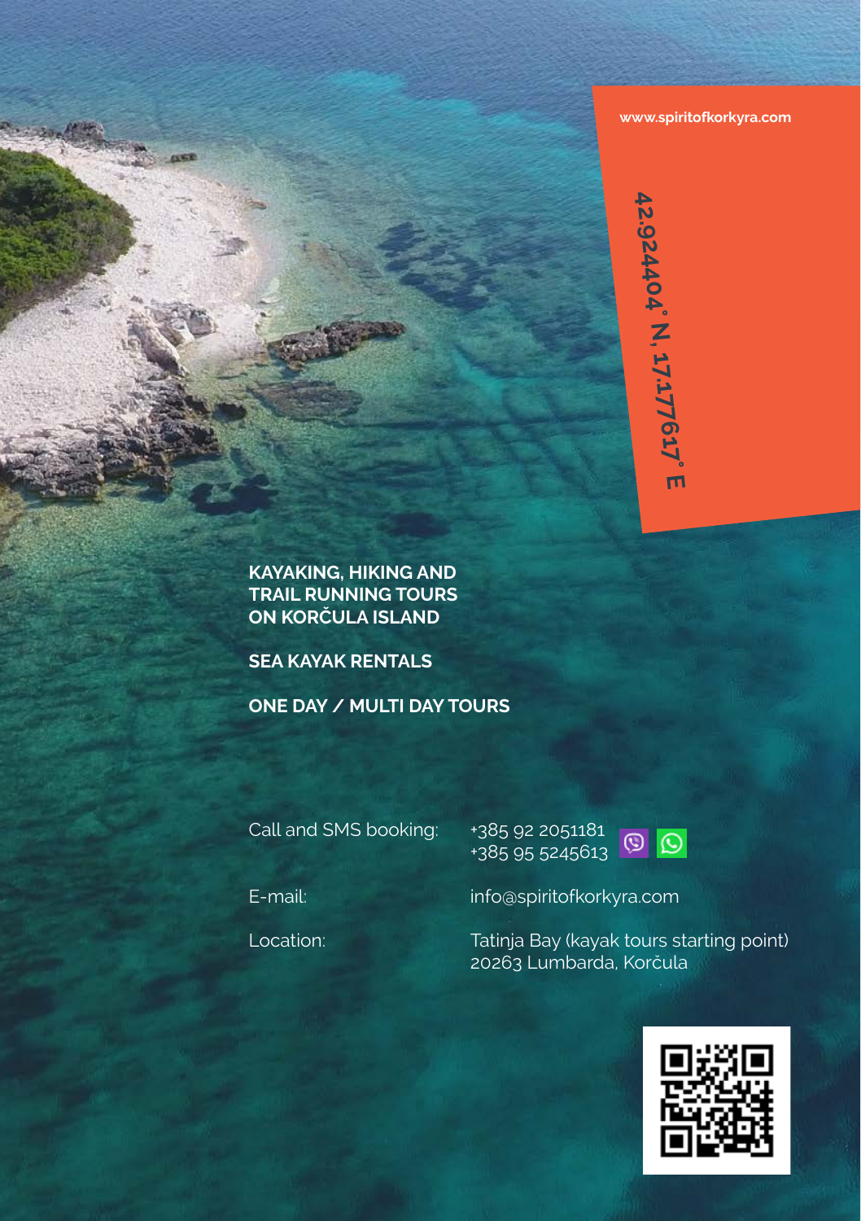www.spiritofkorkyra.com

42.924404° N, 17.177617° E

**KAYAKING, HIKING AND TRAIL RUNNING TOURS ON KORČULA ISLAND**

**SEA KAYAK RENTALS**

**ONE DAY / MULTI DAY TOURS**

| | |
|---|---|
| Call and SMS booking: | +385 92 2051181<br>+385 95 5245613 |
| E-mail: | info@spiritofkorkyra.com |
| Location: | Tatinja Bay (kayak tours starting point)<br>20263 Lumbarda, Korčula |